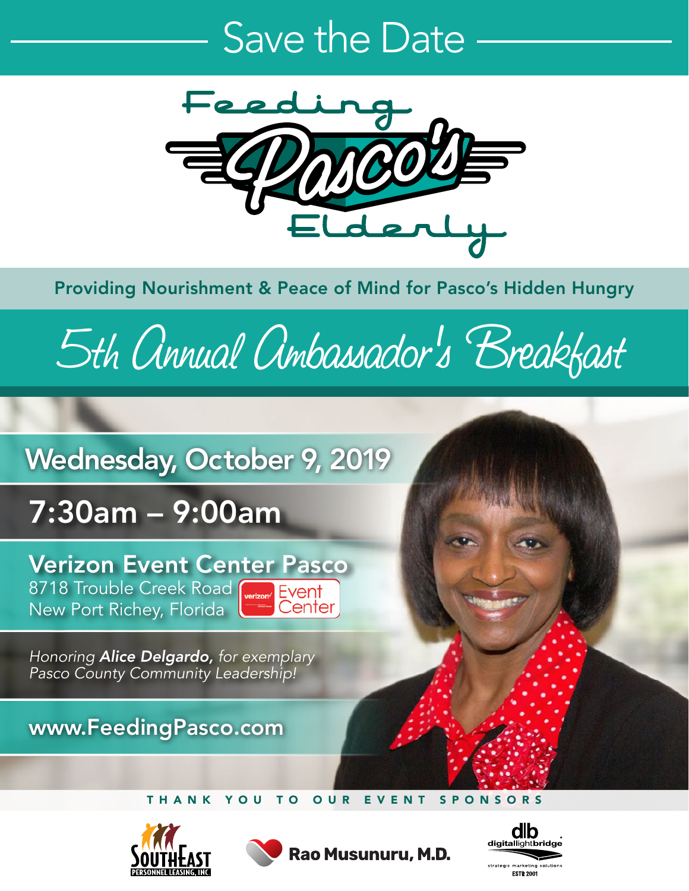# Save the Date

## Feeding Pasco's Elderly

Providing Nourishment & Peace of Mind for Pasco's Hidden Hungry

## 5th Annual Ambassador's Breakfast

**Wednesday, October 9, 2019**

**7:30am – 9:00am**

**Verizon Event Center Pasco**
8718 Trouble Creek Road
New Port Richey, Florida

verizon Event Center

*Honoring **Alice Delgardo,** for exemplary Pasco County Community Leadership!*

**www.FeedingPasco.com**

THANK YOU TO OUR EVENT SPONSORS

SouthEast Personnel Leasing, Inc.

Rao Musunuru, M.D.

dlb digitallightbridge — strategic marketing solutions — ESTB 2001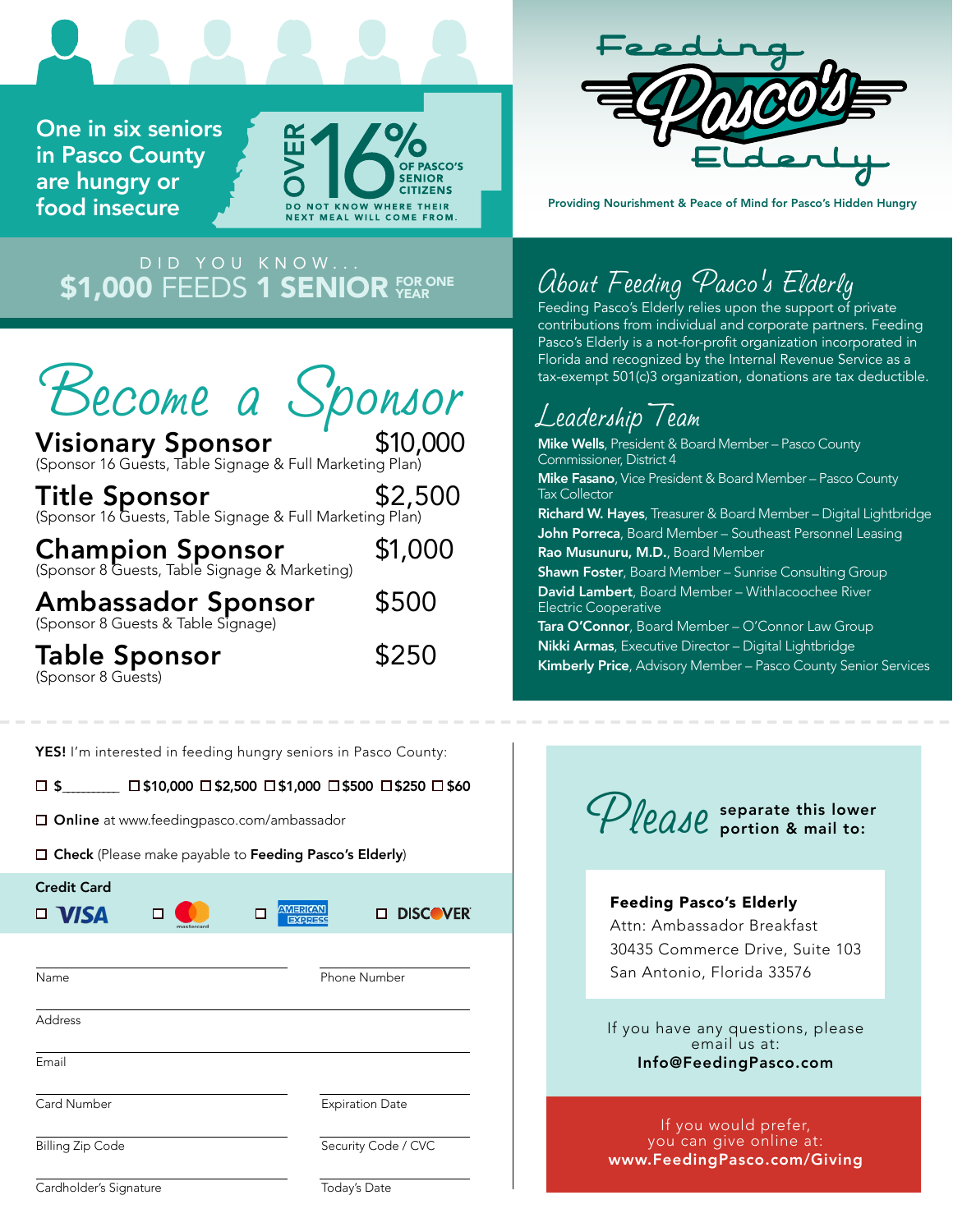One in six seniors in Pasco County are hungry or food insecure

OVER 16% OF PASCO'S SENIOR CITIZENS DO NOT KNOW WHERE THEIR NEXT MEAL WILL COME FROM.

# Feeding Pasco's Elderly

Providing Nourishment & Peace of Mind for Pasco's Hidden Hungry

DID YOU KNOW...

**$1,000 FEEDS 1 SENIOR** FOR ONE YEAR

# Become a Sponsor

**Visionary Sponsor** $10,000
(Sponsor 16 Guests, Table Signage & Full Marketing Plan)

**Title Sponsor** $2,500
(Sponsor 16 Guests, Table Signage & Full Marketing Plan)

**Champion Sponsor** $1,000
(Sponsor 8 Guests, Table Signage & Marketing)

**Ambassador Sponsor** $500
(Sponsor 8 Guests & Table Signage)

**Table Sponsor** $250
(Sponsor 8 Guests)

## About Feeding Pasco's Elderly

Feeding Pasco's Elderly relies upon the support of private contributions from individual and corporate partners. Feeding Pasco's Elderly is a not-for-profit organization incorporated in Florida and recognized by the Internal Revenue Service as a tax-exempt 501(c)3 organization, donations are tax deductible.

## Leadership Team

- **Mike Wells**, President & Board Member – Pasco County Commissioner, District 4
- **Mike Fasano**, Vice President & Board Member – Pasco County Tax Collector
- **Richard W. Hayes**, Treasurer & Board Member – Digital Lightbridge
- **John Porreca**, Board Member – Southeast Personnel Leasing
- **Rao Musunuru, M.D.**, Board Member
- **Shawn Foster**, Board Member – Sunrise Consulting Group
- **David Lambert**, Board Member – Withlacoochee River Electric Cooperative
- **Tara O'Connor**, Board Member – O'Connor Law Group
- **Nikki Armas**, Executive Director – Digital Lightbridge
- **Kimberly Price**, Advisory Member – Pasco County Senior Services

---

**YES!** I'm interested in feeding hungry seniors in Pasco County:

☐ $________ ☐ $10,000 ☐ $2,500 ☐ $1,000 ☐ $500 ☐ $250 ☐ $60

☐ **Online** at www.feedingpasco.com/ambassador

☐ **Check** (Please make payable to **Feeding Pasco's Elderly**)

**Credit Card**

☐ VISA ☐ Mastercard ☐ American Express ☐ DISCOVER

Name ____________ Phone Number ____________

Address ____________

Email ____________

Card Number ____________ Expiration Date ____________

Billing Zip Code ____________ Security Code / CVC ____________

Cardholder's Signature ____________ Today's Date ____________

**Please** separate this lower portion & mail to:

**Feeding Pasco's Elderly**
Attn: Ambassador Breakfast
30435 Commerce Drive, Suite 103
San Antonio, Florida 33576

If you have any questions, please email us at:
**Info@FeedingPasco.com**

If you would prefer, you can give online at:
**www.FeedingPasco.com/Giving**